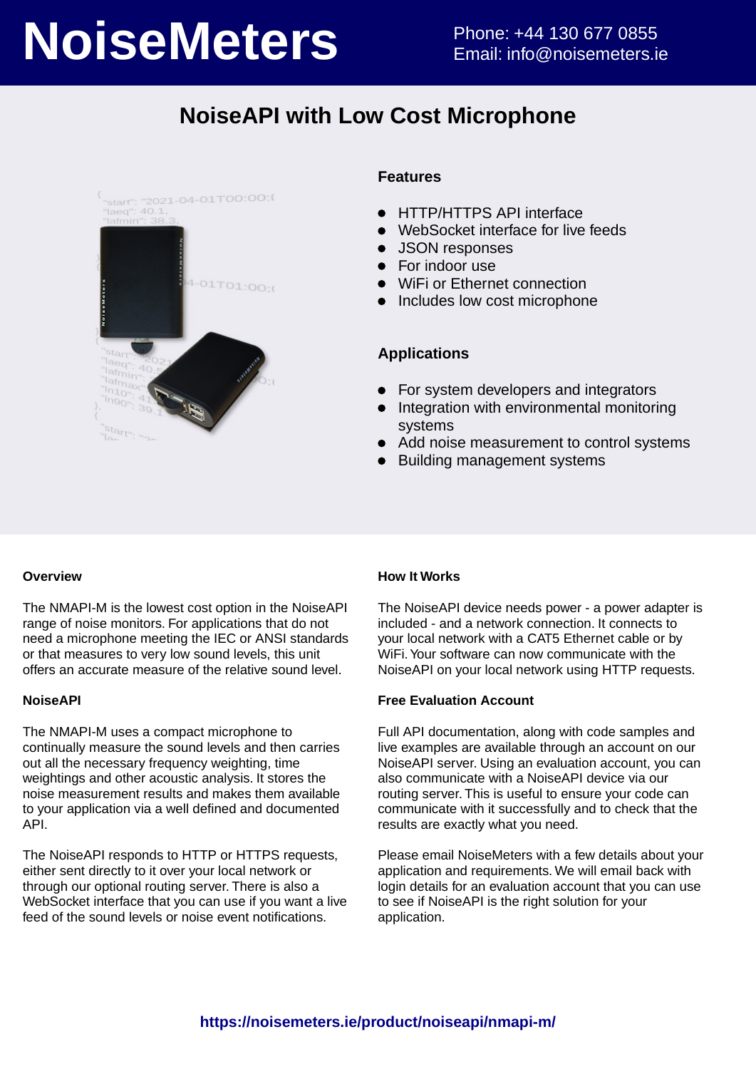# NoiseMeters

Phone: +44 130 677 0855
Email: info@noisemeters.ie

## NoiseAPI with Low Cost Microphone

### Features

- HTTP/HTTPS API interface
- WebSocket interface for live feeds
- JSON responses
- For indoor use
- WiFi or Ethernet connection
- Includes low cost microphone

### Applications

- For system developers and integrators
- Integration with environmental monitoring systems
- Add noise measurement to control systems
- Building management systems

### Overview

The NMAPI-M is the lowest cost option in the NoiseAPI range of noise monitors. For applications that do not need a microphone meeting the IEC or ANSI standards or that measures to very low sound levels, this unit offers an accurate measure of the relative sound level.

### NoiseAPI

The NMAPI-M uses a compact microphone to continually measure the sound levels and then carries out all the necessary frequency weighting, time weightings and other acoustic analysis. It stores the noise measurement results and makes them available to your application via a well defined and documented API.

The NoiseAPI responds to HTTP or HTTPS requests, either sent directly to it over your local network or through our optional routing server. There is also a WebSocket interface that you can use if you want a live feed of the sound levels or noise event notifications.

### How It Works

The NoiseAPI device needs power - a power adapter is included - and a network connection. It connects to your local network with a CAT5 Ethernet cable or by WiFi. Your software can now communicate with the NoiseAPI on your local network using HTTP requests.

### Free Evaluation Account

Full API documentation, along with code samples and live examples are available through an account on our NoiseAPI server. Using an evaluation account, you can also communicate with a NoiseAPI device via our routing server. This is useful to ensure your code can communicate with it successfully and to check that the results are exactly what you need.

Please email NoiseMeters with a few details about your application and requirements. We will email back with login details for an evaluation account that you can use to see if NoiseAPI is the right solution for your application.

https://noisemeters.ie/product/noiseapi/nmapi-m/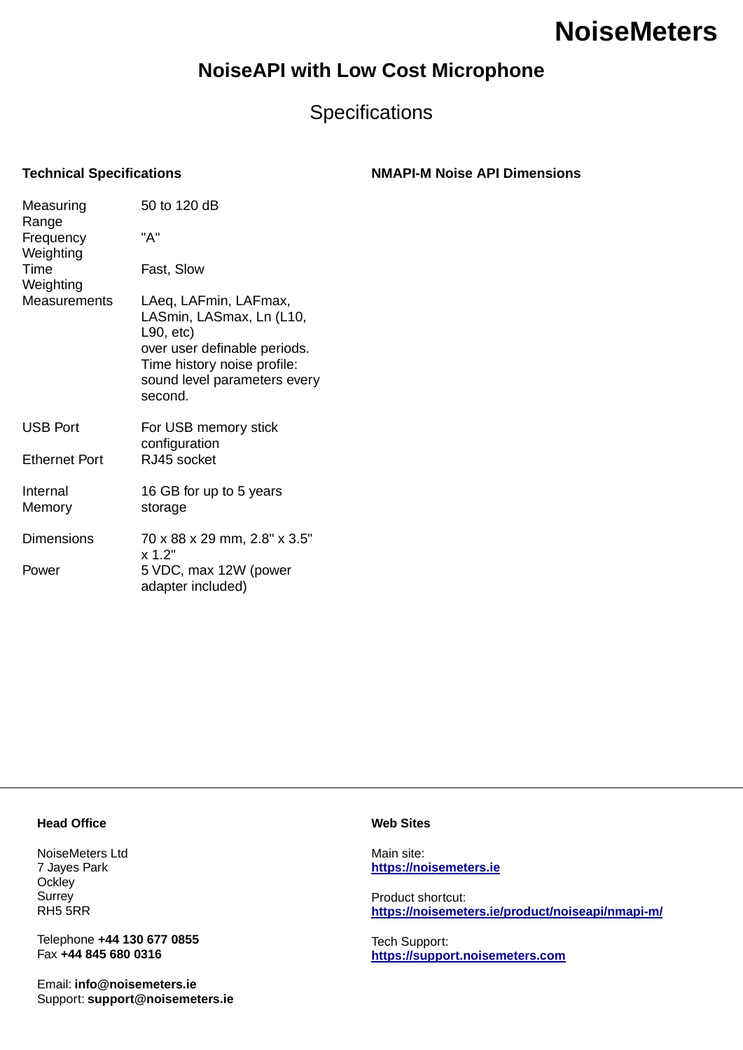# NoiseMeters

## NoiseAPI with Low Cost Microphone

Specifications

### Technical Specifications

| | |
|---|---|
| Measuring Range | 50 to 120 dB |
| Frequency Weighting | "A" |
| Time Weighting | Fast, Slow |
| Measurements | LAeq, LAFmin, LAFmax, LASmin, LASmax, Ln (L10, L90, etc) over user definable periods. Time history noise profile: sound level parameters every second. |
| USB Port | For USB memory stick configuration |
| Ethernet Port | RJ45 socket |
| Internal Memory | 16 GB for up to 5 years storage |
| Dimensions | 70 x 88 x 29 mm, 2.8" x 3.5" x 1.2" |
| Power | 5 VDC, max 12W (power adapter included) |

### NMAPI-M Noise API Dimensions

---

**Head Office**

NoiseMeters Ltd
7 Jayes Park
Ockley
Surrey
RH5 5RR

Telephone **+44 130 677 0855**
Fax **+44 845 680 0316**

Email: **info@noisemeters.ie**
Support: **support@noisemeters.ie**

**Web Sites**

Main site:
**https://noisemeters.ie**

Product shortcut:
**https://noisemeters.ie/product/noiseapi/nmapi-m/**

Tech Support:
**https://support.noisemeters.com**